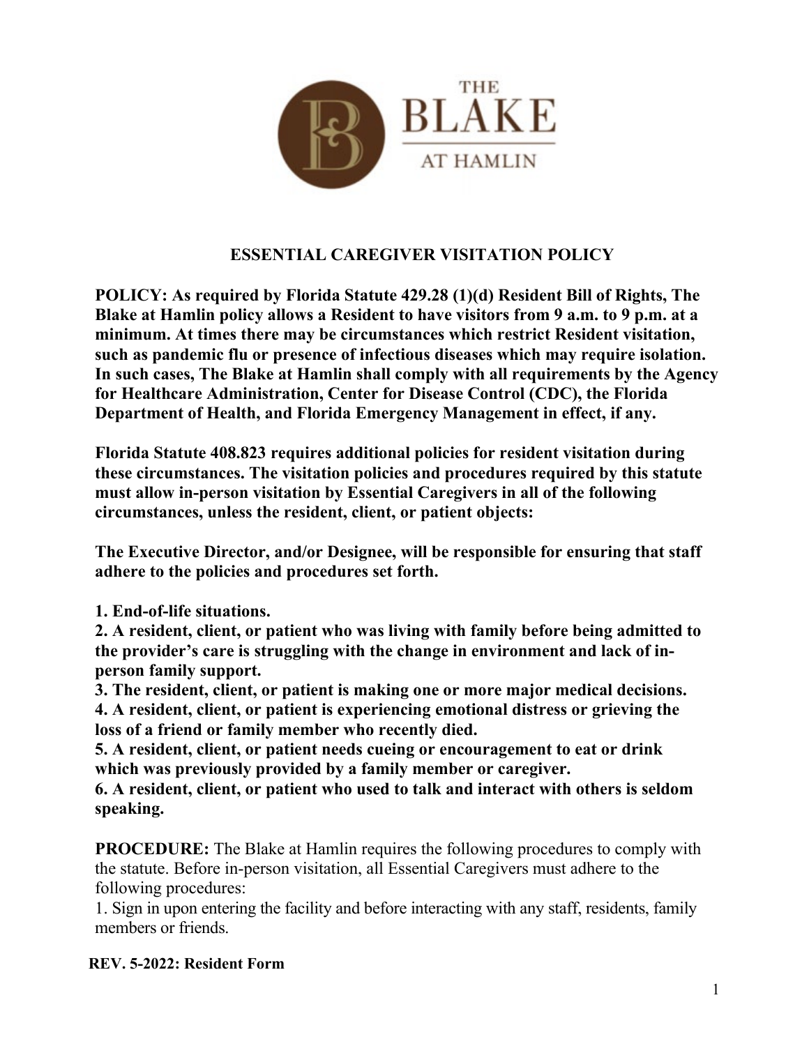# ESSENTIAL CAREGIVER VISITATION POLICY

**POLICY: As required by Florida Statute 429.28 (1)(d) Resident Bill of Rights, The Blake at Hamlin policy allows a Resident to have visitors from 9 a.m. to 9 p.m. at a minimum. At times there may be circumstances which restrict Resident visitation, such as pandemic flu or presence of infectious diseases which may require isolation. In such cases, The Blake at Hamlin shall comply with all requirements by the Agency for Healthcare Administration, Center for Disease Control (CDC), the Florida Department of Health, and Florida Emergency Management in effect, if any.**

**Florida Statute 408.823 requires additional policies for resident visitation during these circumstances. The visitation policies and procedures required by this statute must allow in-person visitation by Essential Caregivers in all of the following circumstances, unless the resident, client, or patient objects:**

**The Executive Director, and/or Designee, will be responsible for ensuring that staff adhere to the policies and procedures set forth.**

**1. End-of-life situations.**
**2. A resident, client, or patient who was living with family before being admitted to the provider's care is struggling with the change in environment and lack of in-person family support.**
**3. The resident, client, or patient is making one or more major medical decisions.**
**4. A resident, client, or patient is experiencing emotional distress or grieving the loss of a friend or family member who recently died.**
**5. A resident, client, or patient needs cueing or encouragement to eat or drink which was previously provided by a family member or caregiver.**
**6. A resident, client, or patient who used to talk and interact with others is seldom speaking.**

**PROCEDURE:** The Blake at Hamlin requires the following procedures to comply with the statute. Before in-person visitation, all Essential Caregivers must adhere to the following procedures:

1. Sign in upon entering the facility and before interacting with any staff, residents, family members or friends.

**REV. 5-2022: Resident Form**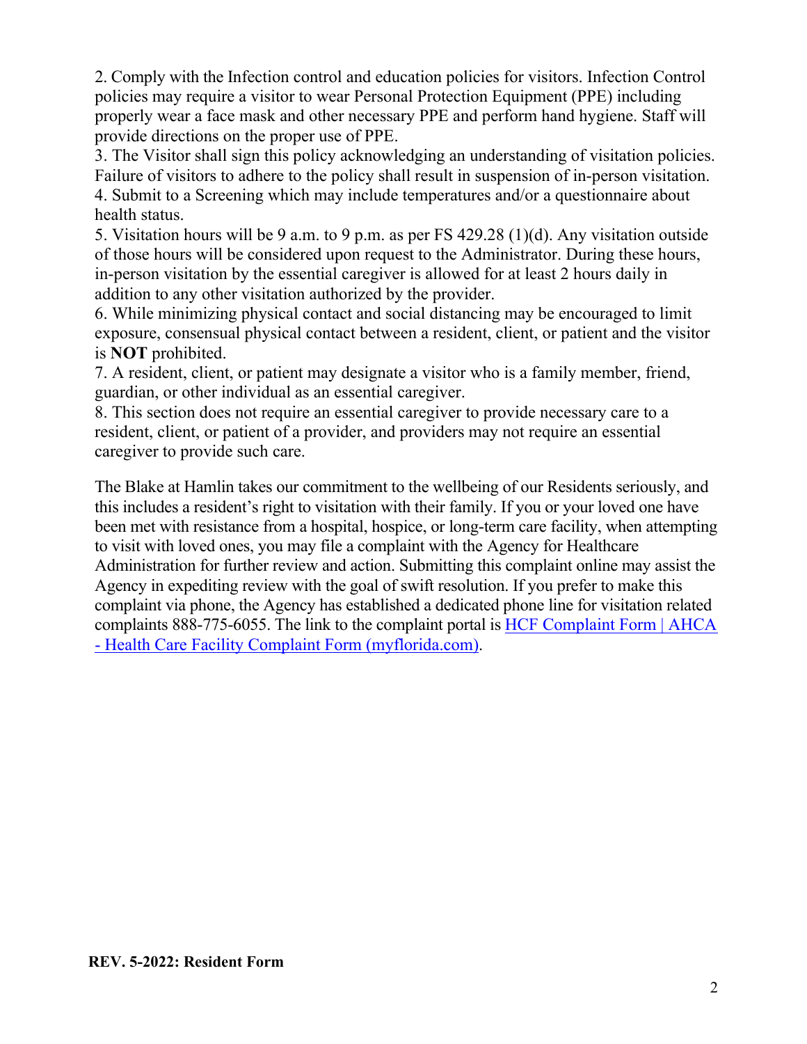2. Comply with the Infection control and education policies for visitors. Infection Control policies may require a visitor to wear Personal Protection Equipment (PPE) including properly wear a face mask and other necessary PPE and perform hand hygiene. Staff will provide directions on the proper use of PPE.
3. The Visitor shall sign this policy acknowledging an understanding of visitation policies. Failure of visitors to adhere to the policy shall result in suspension of in-person visitation.
4. Submit to a Screening which may include temperatures and/or a questionnaire about health status.
5. Visitation hours will be 9 a.m. to 9 p.m. as per FS 429.28 (1)(d). Any visitation outside of those hours will be considered upon request to the Administrator. During these hours, in-person visitation by the essential caregiver is allowed for at least 2 hours daily in addition to any other visitation authorized by the provider.
6. While minimizing physical contact and social distancing may be encouraged to limit exposure, consensual physical contact between a resident, client, or patient and the visitor is **NOT** prohibited.
7. A resident, client, or patient may designate a visitor who is a family member, friend, guardian, or other individual as an essential caregiver.
8. This section does not require an essential caregiver to provide necessary care to a resident, client, or patient of a provider, and providers may not require an essential caregiver to provide such care.

The Blake at Hamlin takes our commitment to the wellbeing of our Residents seriously, and this includes a resident's right to visitation with their family. If you or your loved one have been met with resistance from a hospital, hospice, or long-term care facility, when attempting to visit with loved ones, you may file a complaint with the Agency for Healthcare Administration for further review and action. Submitting this complaint online may assist the Agency in expediting review with the goal of swift resolution. If you prefer to make this complaint via phone, the Agency has established a dedicated phone line for visitation related complaints 888-775-6055. The link to the complaint portal is HCF Complaint Form | AHCA - Health Care Facility Complaint Form (myflorida.com).

**REV. 5-2022: Resident Form**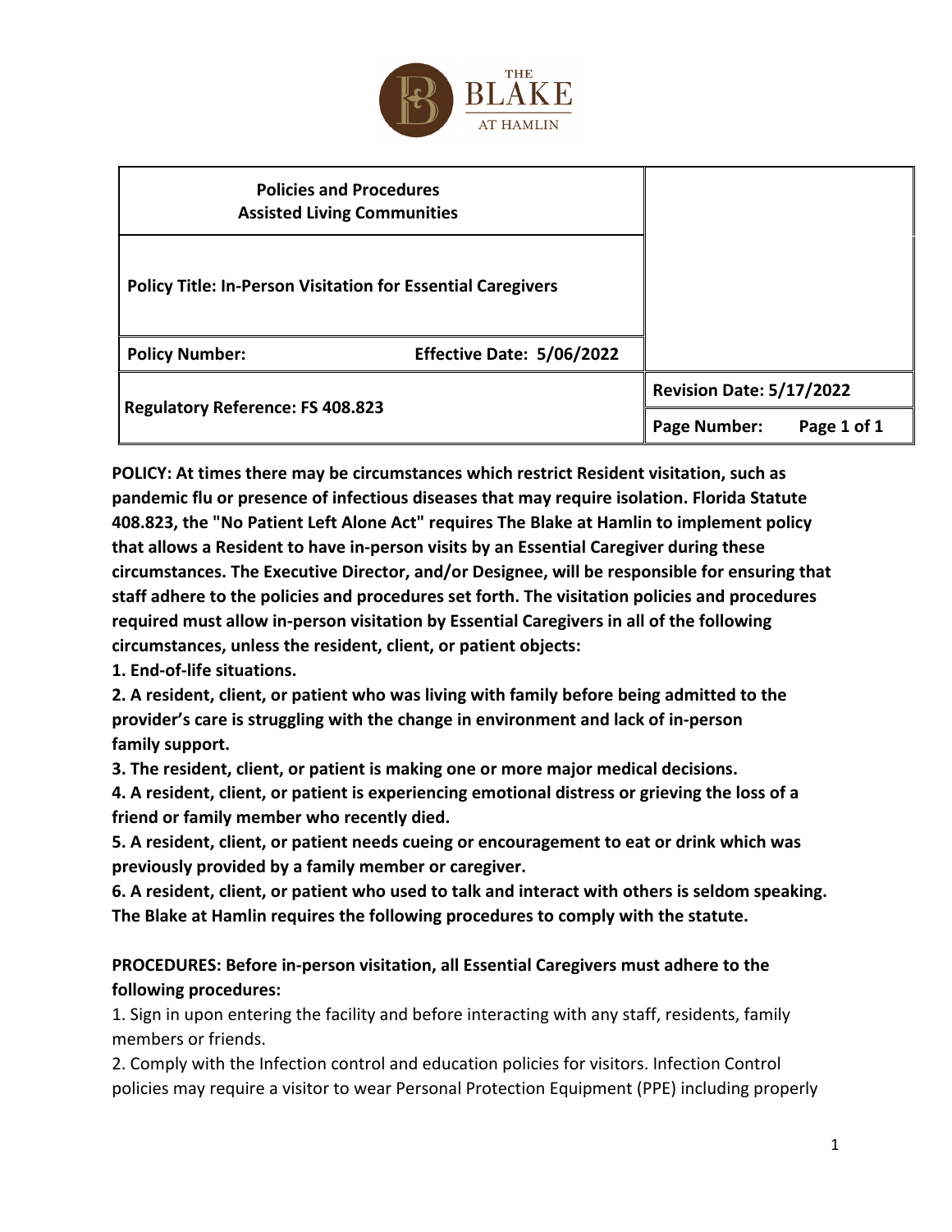THE BLAKE AT HAMLIN

| Policies and Procedures<br>Assisted Living Communities | | |
|---|---|---|
| **Policy Title: In-Person Visitation for Essential Caregivers** | | |
| **Policy Number:** | **Effective Date: 5/06/2022** | |
| **Regulatory Reference: FS 408.823** | | **Revision Date: 5/17/2022** |
| | | **Page Number: Page 1 of 1** |

**POLICY: At times there may be circumstances which restrict Resident visitation, such as pandemic flu or presence of infectious diseases that may require isolation. Florida Statute 408.823, the "No Patient Left Alone Act" requires The Blake at Hamlin to implement policy that allows a Resident to have in-person visits by an Essential Caregiver during these circumstances. The Executive Director, and/or Designee, will be responsible for ensuring that staff adhere to the policies and procedures set forth. The visitation policies and procedures required must allow in-person visitation by Essential Caregivers in all of the following circumstances, unless the resident, client, or patient objects:**

**1. End-of-life situations.**

**2. A resident, client, or patient who was living with family before being admitted to the provider's care is struggling with the change in environment and lack of in-person family support.**

**3. The resident, client, or patient is making one or more major medical decisions.**

**4. A resident, client, or patient is experiencing emotional distress or grieving the loss of a friend or family member who recently died.**

**5. A resident, client, or patient needs cueing or encouragement to eat or drink which was previously provided by a family member or caregiver.**

**6. A resident, client, or patient who used to talk and interact with others is seldom speaking. The Blake at Hamlin requires the following procedures to comply with the statute.**

**PROCEDURES: Before in-person visitation, all Essential Caregivers must adhere to the following procedures:**

1. Sign in upon entering the facility and before interacting with any staff, residents, family members or friends.

2. Comply with the Infection control and education policies for visitors. Infection Control policies may require a visitor to wear Personal Protection Equipment (PPE) including properly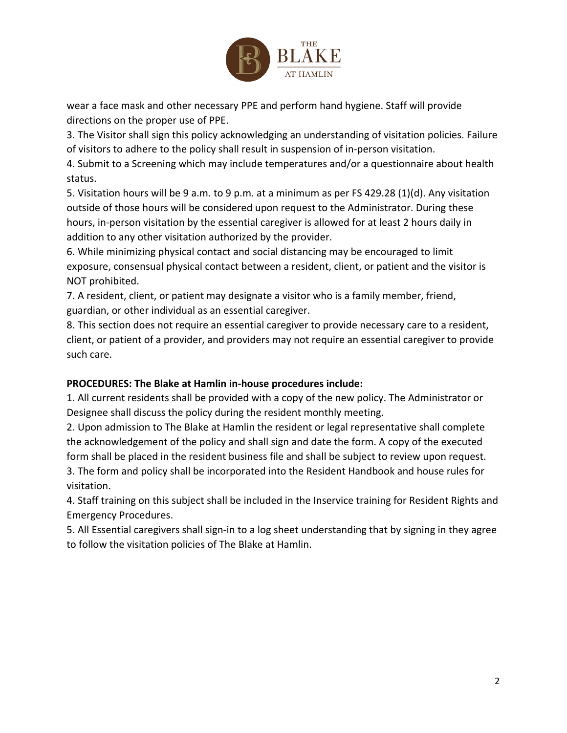wear a face mask and other necessary PPE and perform hand hygiene. Staff will provide directions on the proper use of PPE.

3. The Visitor shall sign this policy acknowledging an understanding of visitation policies. Failure of visitors to adhere to the policy shall result in suspension of in-person visitation.
4. Submit to a Screening which may include temperatures and/or a questionnaire about health status.
5. Visitation hours will be 9 a.m. to 9 p.m. at a minimum as per FS 429.28 (1)(d). Any visitation outside of those hours will be considered upon request to the Administrator. During these hours, in-person visitation by the essential caregiver is allowed for at least 2 hours daily in addition to any other visitation authorized by the provider.
6. While minimizing physical contact and social distancing may be encouraged to limit exposure, consensual physical contact between a resident, client, or patient and the visitor is NOT prohibited.
7. A resident, client, or patient may designate a visitor who is a family member, friend, guardian, or other individual as an essential caregiver.
8. This section does not require an essential caregiver to provide necessary care to a resident, client, or patient of a provider, and providers may not require an essential caregiver to provide such care.

**PROCEDURES: The Blake at Hamlin in-house procedures include:**

1. All current residents shall be provided with a copy of the new policy. The Administrator or Designee shall discuss the policy during the resident monthly meeting.
2. Upon admission to The Blake at Hamlin the resident or legal representative shall complete the acknowledgement of the policy and shall sign and date the form. A copy of the executed form shall be placed in the resident business file and shall be subject to review upon request.
3. The form and policy shall be incorporated into the Resident Handbook and house rules for visitation.
4. Staff training on this subject shall be included in the Inservice training for Resident Rights and Emergency Procedures.
5. All Essential caregivers shall sign-in to a log sheet understanding that by signing in they agree to follow the visitation policies of The Blake at Hamlin.